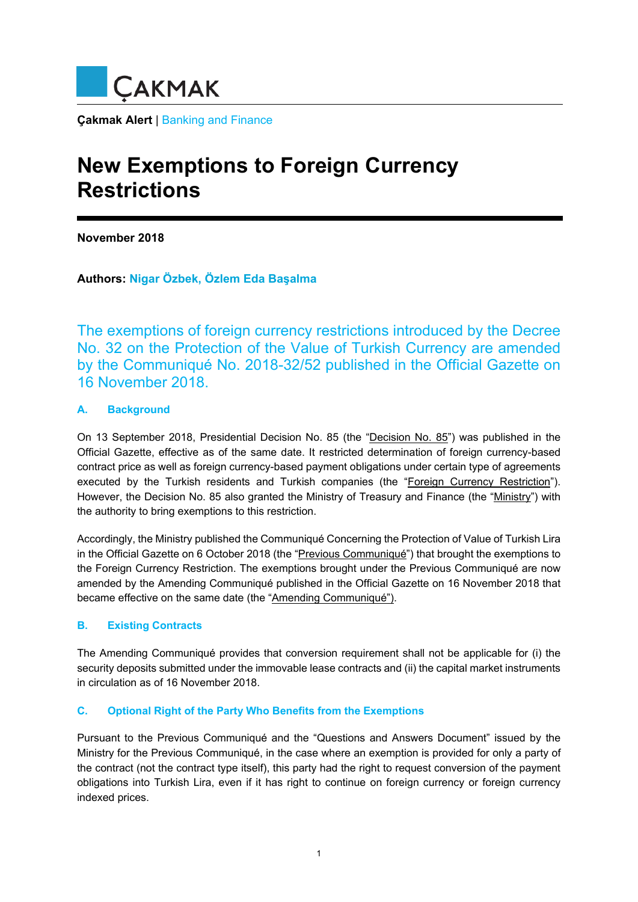ÇAKMAK

**Çakmak Alert** | Banking and Finance

# New Exemptions to Foreign Currency Restrictions

**November 2018**

**Authors: Nigar Özbek, Özlem Eda Başalma**

The exemptions of foreign currency restrictions introduced by the Decree No. 32 on the Protection of the Value of Turkish Currency are amended by the Communiqué No. 2018-32/52 published in the Official Gazette on 16 November 2018.

### A. Background

On 13 September 2018, Presidential Decision No. 85 (the "Decision No. 85") was published in the Official Gazette, effective as of the same date. It restricted determination of foreign currency-based contract price as well as foreign currency-based payment obligations under certain type of agreements executed by the Turkish residents and Turkish companies (the "Foreign Currency Restriction"). However, the Decision No. 85 also granted the Ministry of Treasury and Finance (the "Ministry") with the authority to bring exemptions to this restriction.

Accordingly, the Ministry published the Communiqué Concerning the Protection of Value of Turkish Lira in the Official Gazette on 6 October 2018 (the "Previous Communiqué") that brought the exemptions to the Foreign Currency Restriction. The exemptions brought under the Previous Communiqué are now amended by the Amending Communiqué published in the Official Gazette on 16 November 2018 that became effective on the same date (the "Amending Communiqué").

### B. Existing Contracts

The Amending Communiqué provides that conversion requirement shall not be applicable for (i) the security deposits submitted under the immovable lease contracts and (ii) the capital market instruments in circulation as of 16 November 2018.

### C. Optional Right of the Party Who Benefits from the Exemptions

Pursuant to the Previous Communiqué and the "Questions and Answers Document" issued by the Ministry for the Previous Communiqué, in the case where an exemption is provided for only a party of the contract (not the contract type itself), this party had the right to request conversion of the payment obligations into Turkish Lira, even if it has right to continue on foreign currency or foreign currency indexed prices.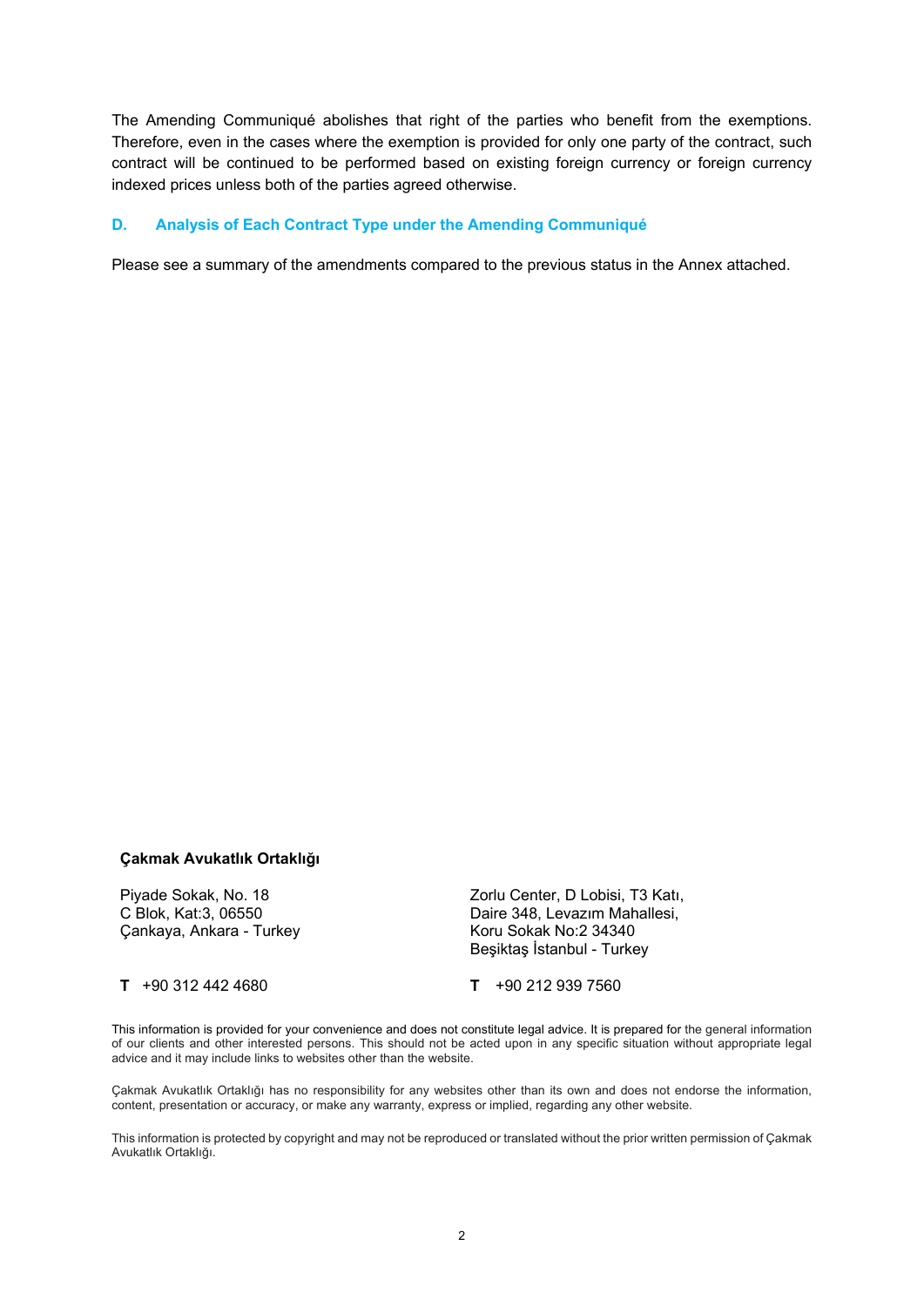The Amending Communiqué abolishes that right of the parties who benefit from the exemptions. Therefore, even in the cases where the exemption is provided for only one party of the contract, such contract will be continued to be performed based on existing foreign currency or foreign currency indexed prices unless both of the parties agreed otherwise.

## D. Analysis of Each Contract Type under the Amending Communiqué

Please see a summary of the amendments compared to the previous status in the Annex attached.

**Çakmak Avukatlık Ortaklığı**

Piyade Sokak, No. 18
C Blok, Kat:3, 06550
Çankaya, Ankara - Turkey

**T** +90 312 442 4680

Zorlu Center, D Lobisi, T3 Katı,
Daire 348, Levazım Mahallesi,
Koru Sokak No:2 34340
Beşiktaş İstanbul - Turkey

**T** +90 212 939 7560

This information is provided for your convenience and does not constitute legal advice. It is prepared for the general information of our clients and other interested persons. This should not be acted upon in any specific situation without appropriate legal advice and it may include links to websites other than the website.

Çakmak Avukatlık Ortaklığı has no responsibility for any websites other than its own and does not endorse the information, content, presentation or accuracy, or make any warranty, express or implied, regarding any other website.

This information is protected by copyright and may not be reproduced or translated without the prior written permission of Çakmak Avukatlık Ortaklığı.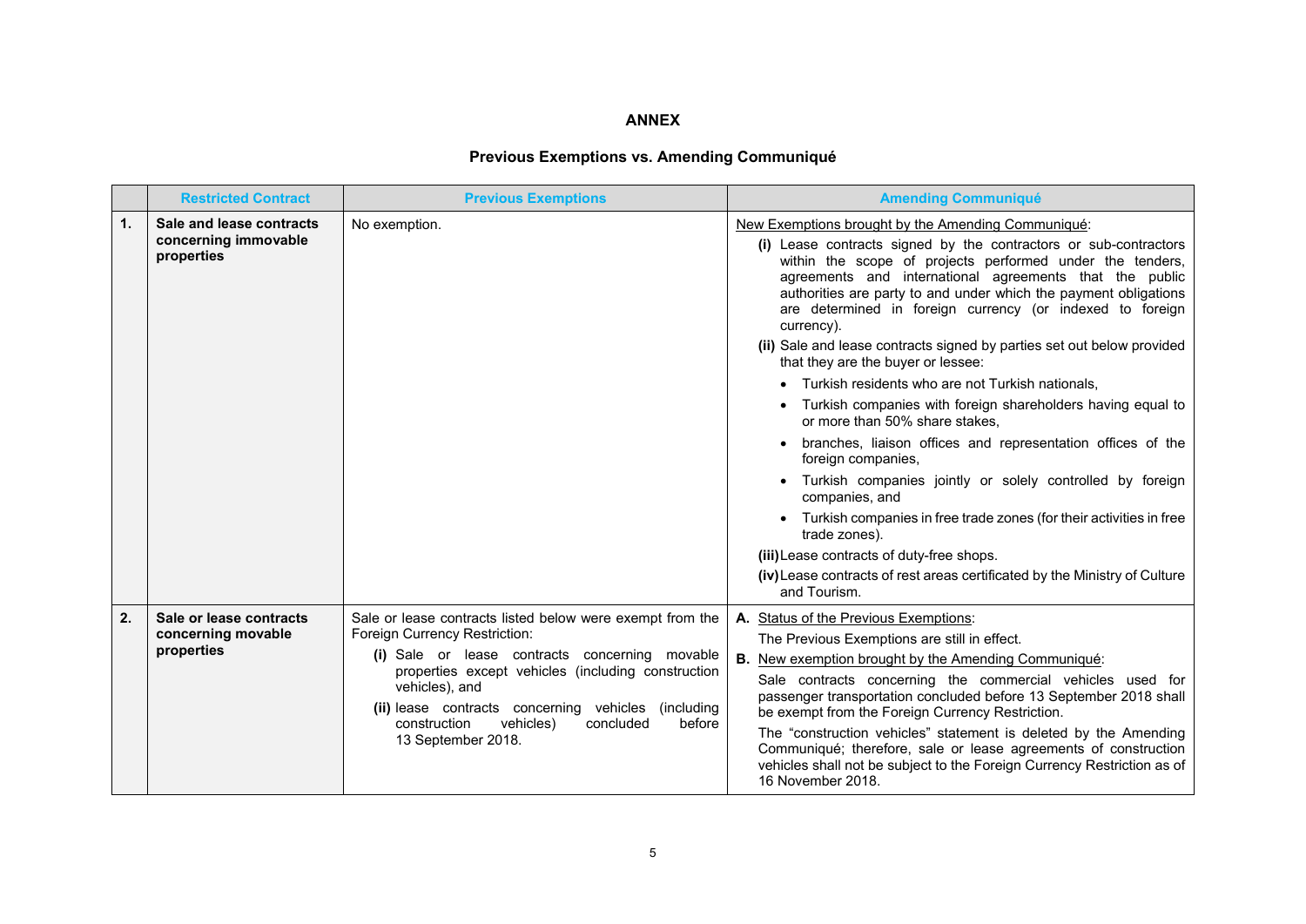## ANNEX

### Previous Exemptions vs. Amending Communiqué

| | Restricted Contract | Previous Exemptions | Amending Communiqué |
|---|---|---|---|
| 1. | **Sale and lease contracts concerning immovable properties** | No exemption. | New Exemptions brought by the Amending Communiqué:<br>**(i)** Lease contracts signed by the contractors or sub-contractors within the scope of projects performed under the tenders, agreements and international agreements that the public authorities are party to and under which the payment obligations are determined in foreign currency (or indexed to foreign currency).<br>**(ii)** Sale and lease contracts signed by parties set out below provided that they are the buyer or lessee:<br>• Turkish residents who are not Turkish nationals,<br>• Turkish companies with foreign shareholders having equal to or more than 50% share stakes,<br>• branches, liaison offices and representation offices of the foreign companies,<br>• Turkish companies jointly or solely controlled by foreign companies, and<br>• Turkish companies in free trade zones (for their activities in free trade zones).<br>**(iii)** Lease contracts of duty-free shops.<br>**(iv)** Lease contracts of rest areas certificated by the Ministry of Culture and Tourism. |
| 2. | **Sale or lease contracts concerning movable properties** | Sale or lease contracts listed below were exempt from the Foreign Currency Restriction:<br>**(i)** Sale or lease contracts concerning movable properties except vehicles (including construction vehicles), and<br>**(ii)** lease contracts concerning vehicles (including construction vehicles) concluded before 13 September 2018. | **A.** Status of the Previous Exemptions:<br>The Previous Exemptions are still in effect.<br>**B.** New exemption brought by the Amending Communiqué:<br>Sale contracts concerning the commercial vehicles used for passenger transportation concluded before 13 September 2018 shall be exempt from the Foreign Currency Restriction.<br>The "construction vehicles" statement is deleted by the Amending Communiqué; therefore, sale or lease agreements of construction vehicles shall not be subject to the Foreign Currency Restriction as of 16 November 2018. |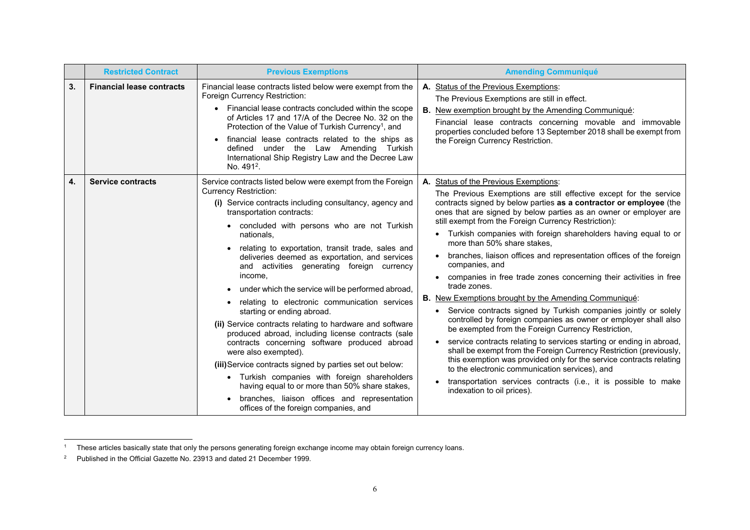| | Restricted Contract | Previous Exemptions | Amending Communiqué |
|---|---|---|---|
| **3.** | **Financial lease contracts** | Financial lease contracts listed below were exempt from the Foreign Currency Restriction:<br>• Financial lease contracts concluded within the scope of Articles 17 and 17/A of the Decree No. 32 on the Protection of the Value of Turkish Currency[1], and<br>• financial lease contracts related to the ships as defined under the Law Amending Turkish International Ship Registry Law and the Decree Law No. 491[2]. | **A.** Status of the Previous Exemptions:<br>The Previous Exemptions are still in effect.<br>**B.** New exemption brought by the Amending Communiqué:<br>Financial lease contracts concerning movable and immovable properties concluded before 13 September 2018 shall be exempt from the Foreign Currency Restriction. |
| **4.** | **Service contracts** | Service contracts listed below were exempt from the Foreign Currency Restriction:<br>**(i)** Service contracts including consultancy, agency and transportation contracts:<br>• concluded with persons who are not Turkish nationals,<br>• relating to exportation, transit trade, sales and deliveries deemed as exportation, and services and activities generating foreign currency income,<br>• under which the service will be performed abroad,<br>• relating to electronic communication services starting or ending abroad.<br>**(ii)** Service contracts relating to hardware and software produced abroad, including license contracts (sale contracts concerning software produced abroad were also exempted).<br>**(iii)** Service contracts signed by parties set out below:<br>• Turkish companies with foreign shareholders having equal to or more than 50% share stakes,<br>• branches, liaison offices and representation offices of the foreign companies, and | **A.** Status of the Previous Exemptions:<br>The Previous Exemptions are still effective except for the service contracts signed by below parties **as a contractor or employee** (the ones that are signed by below parties as an owner or employer are still exempt from the Foreign Currency Restriction):<br>• Turkish companies with foreign shareholders having equal to or more than 50% share stakes,<br>• branches, liaison offices and representation offices of the foreign companies, and<br>• companies in free trade zones concerning their activities in free trade zones.<br>**B.** New Exemptions brought by the Amending Communiqué:<br>• Service contracts signed by Turkish companies jointly or solely controlled by foreign companies as owner or employer shall also be exempted from the Foreign Currency Restriction,<br>• service contracts relating to services starting or ending in abroad, shall be exempt from the Foreign Currency Restriction (previously, this exemption was provided only for the service contracts relating to the electronic communication services), and<br>• transportation services contracts (i.e., it is possible to make indexation to oil prices). |

[1] These articles basically state that only the persons generating foreign exchange income may obtain foreign currency loans.

[2] Published in the Official Gazette No. 23913 and dated 21 December 1999.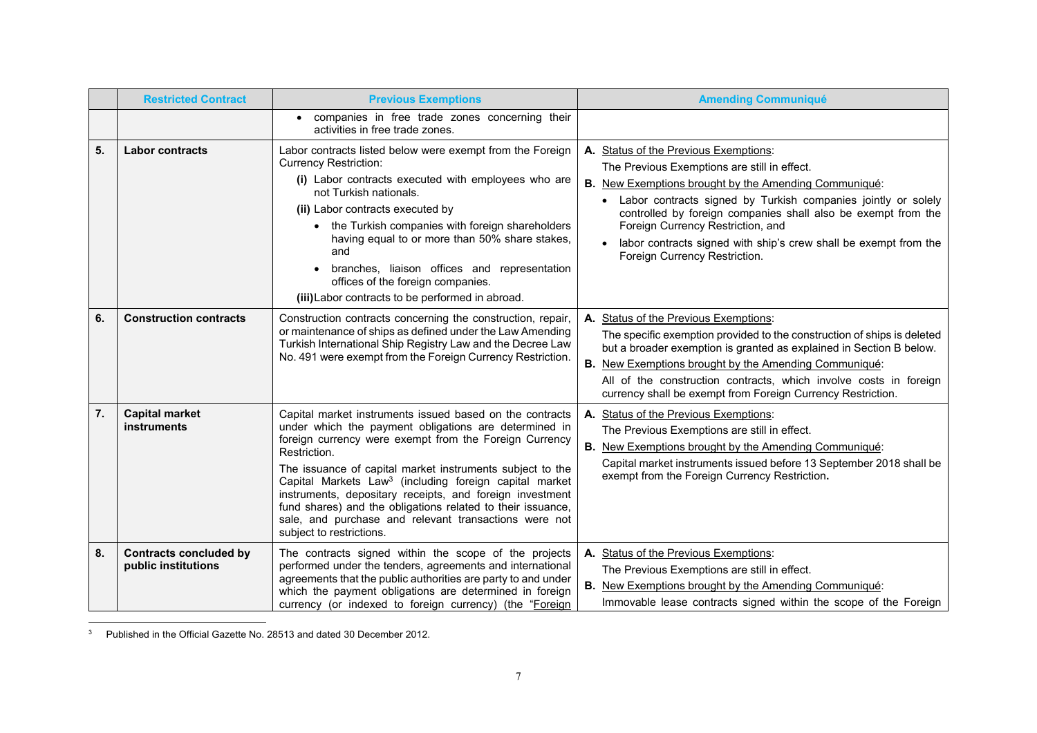| | Restricted Contract | Previous Exemptions | Amending Communiqué |
|---|---|---|---|
| | | • companies in free trade zones concerning their activities in free trade zones. | |
| **5.** | **Labor contracts** | Labor contracts listed below were exempt from the Foreign Currency Restriction:<br>**(i)** Labor contracts executed with employees who are not Turkish nationals.<br>**(ii)** Labor contracts executed by<br>• the Turkish companies with foreign shareholders having equal to or more than 50% share stakes, and<br>• branches, liaison offices and representation offices of the foreign companies.<br>**(iii)** Labor contracts to be performed in abroad. | **A.** Status of the Previous Exemptions:<br>The Previous Exemptions are still in effect.<br>**B.** New Exemptions brought by the Amending Communiqué:<br>• Labor contracts signed by Turkish companies jointly or solely controlled by foreign companies shall also be exempt from the Foreign Currency Restriction, and<br>• labor contracts signed with ship's crew shall be exempt from the Foreign Currency Restriction. |
| **6.** | **Construction contracts** | Construction contracts concerning the construction, repair, or maintenance of ships as defined under the Law Amending Turkish International Ship Registry Law and the Decree Law No. 491 were exempt from the Foreign Currency Restriction. | **A.** Status of the Previous Exemptions:<br>The specific exemption provided to the construction of ships is deleted but a broader exemption is granted as explained in Section B below.<br>**B.** New Exemptions brought by the Amending Communiqué:<br>All of the construction contracts, which involve costs in foreign currency shall be exempt from Foreign Currency Restriction. |
| **7.** | **Capital market instruments** | Capital market instruments issued based on the contracts under which the payment obligations are determined in foreign currency were exempt from the Foreign Currency Restriction.<br>The issuance of capital market instruments subject to the Capital Markets Law[3] (including foreign capital market instruments, depositary receipts, and foreign investment fund shares) and the obligations related to their issuance, sale, and purchase and relevant transactions were not subject to restrictions. | **A.** Status of the Previous Exemptions:<br>The Previous Exemptions are still in effect.<br>**B.** New Exemptions brought by the Amending Communiqué:<br>Capital market instruments issued before 13 September 2018 shall be exempt from the Foreign Currency Restriction**.** |
| **8.** | **Contracts concluded by public institutions** | The contracts signed within the scope of the projects performed under the tenders, agreements and international agreements that the public authorities are party to and under which the payment obligations are determined in foreign currency (or indexed to foreign currency) (the "Foreign | **A.** Status of the Previous Exemptions:<br>The Previous Exemptions are still in effect.<br>**B.** New Exemptions brought by the Amending Communiqué:<br>Immovable lease contracts signed within the scope of the Foreign |

[3] Published in the Official Gazette No. 28513 and dated 30 December 2012.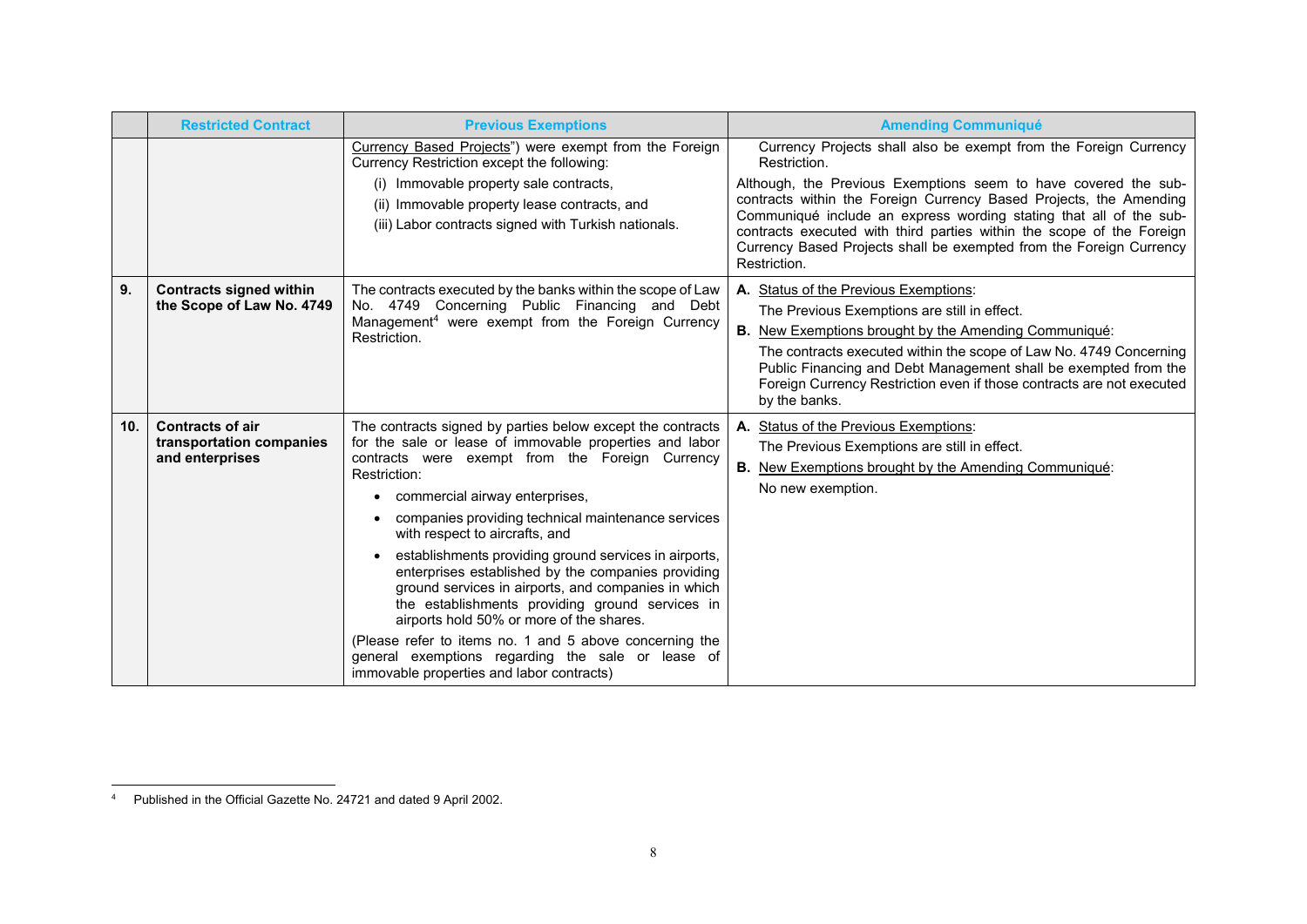| | Restricted Contract | Previous Exemptions | Amending Communiqué |
|---|---|---|---|
| | | Currency Based Projects") were exempt from the Foreign Currency Restriction except the following:<br>(i) Immovable property sale contracts,<br>(ii) Immovable property lease contracts, and<br>(iii) Labor contracts signed with Turkish nationals. | Currency Projects shall also be exempt from the Foreign Currency Restriction.<br>Although, the Previous Exemptions seem to have covered the sub-contracts within the Foreign Currency Based Projects, the Amending Communiqué include an express wording stating that all of the sub-contracts executed with third parties within the scope of the Foreign Currency Based Projects shall be exempted from the Foreign Currency Restriction. |
| **9.** | **Contracts signed within the Scope of Law No. 4749** | The contracts executed by the banks within the scope of Law No. 4749 Concerning Public Financing and Debt Management[4] were exempt from the Foreign Currency Restriction. | **A.** Status of the Previous Exemptions:<br>The Previous Exemptions are still in effect.<br>**B.** New Exemptions brought by the Amending Communiqué:<br>The contracts executed within the scope of Law No. 4749 Concerning Public Financing and Debt Management shall be exempted from the Foreign Currency Restriction even if those contracts are not executed by the banks. |
| **10.** | **Contracts of air transportation companies and enterprises** | The contracts signed by parties below except the contracts for the sale or lease of immovable properties and labor contracts were exempt from the Foreign Currency Restriction:<br>• commercial airway enterprises,<br>• companies providing technical maintenance services with respect to aircrafts, and<br>• establishments providing ground services in airports, enterprises established by the companies providing ground services in airports, and companies in which the establishments providing ground services in airports hold 50% or more of the shares.<br>(Please refer to items no. 1 and 5 above concerning the general exemptions regarding the sale or lease of immovable properties and labor contracts) | **A.** Status of the Previous Exemptions:<br>The Previous Exemptions are still in effect.<br>**B.** New Exemptions brought by the Amending Communiqué:<br>No new exemption. |

[4] Published in the Official Gazette No. 24721 and dated 9 April 2002.